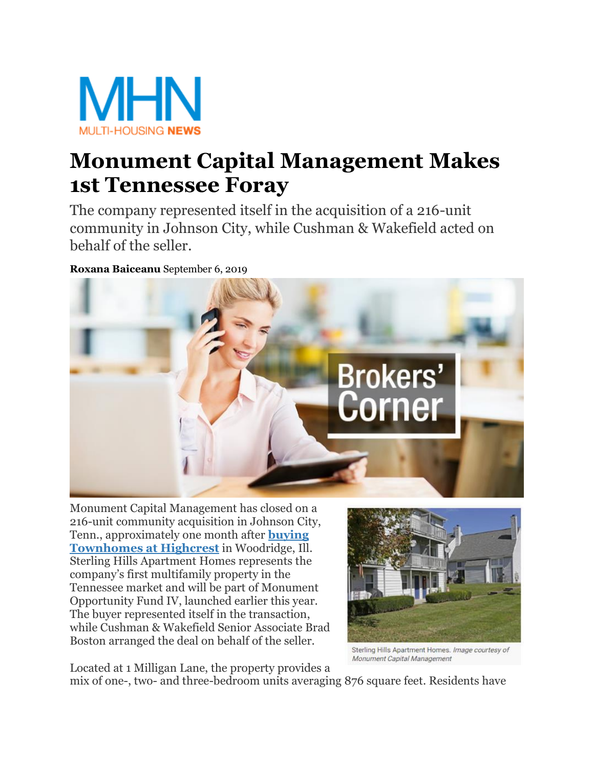MULTI-HOUSING NEWS

# Monument Capital Management Makes 1st Tennessee Foray

The company represented itself in the acquisition of a 216-unit community in Johnson City, while Cushman & Wakefield acted on behalf of the seller.

**Roxana Baiceanu** September 6, 2019

Monument Capital Management has closed on a 216-unit community acquisition in Johnson City, Tenn., approximately one month after **buying Townhomes at Highcrest** in Woodridge, Ill. Sterling Hills Apartment Homes represents the company's first multifamily property in the Tennessee market and will be part of Monument Opportunity Fund IV, launched earlier this year. The buyer represented itself in the transaction, while Cushman & Wakefield Senior Associate Brad Boston arranged the deal on behalf of the seller.

Sterling Hills Apartment Homes. *Image courtesy of Monument Capital Management*

Located at 1 Milligan Lane, the property provides a mix of one-, two- and three-bedroom units averaging 876 square feet. Residents have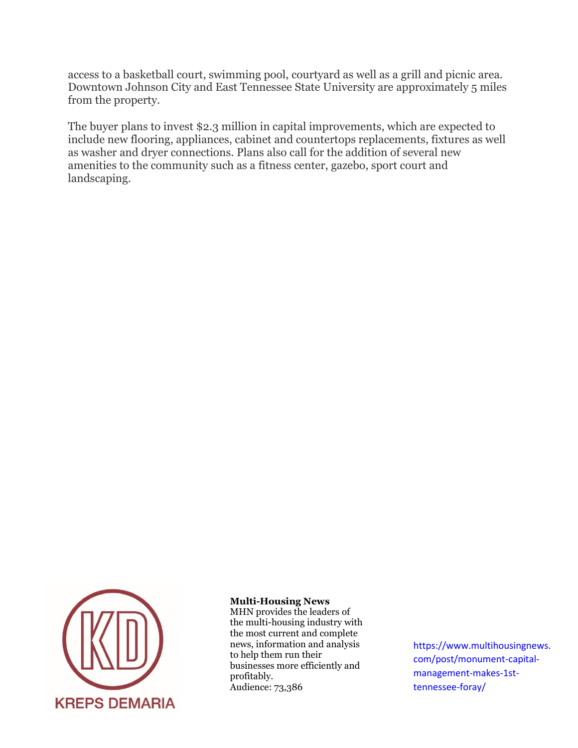access to a basketball court, swimming pool, courtyard as well as a grill and picnic area. Downtown Johnson City and East Tennessee State University are approximately 5 miles from the property.

The buyer plans to invest $2.3 million in capital improvements, which are expected to include new flooring, appliances, cabinet and countertops replacements, fixtures as well as washer and dryer connections. Plans also call for the addition of several new amenities to the community such as a fitness center, gazebo, sport court and landscaping.

KREPS DEMARIA

**Multi-Housing News**
MHN provides the leaders of the multi-housing industry with the most current and complete news, information and analysis to help them run their businesses more efficiently and profitably.
Audience: 73,386

https://www.multihousingnews.com/post/monument-capital-management-makes-1st-tennessee-foray/